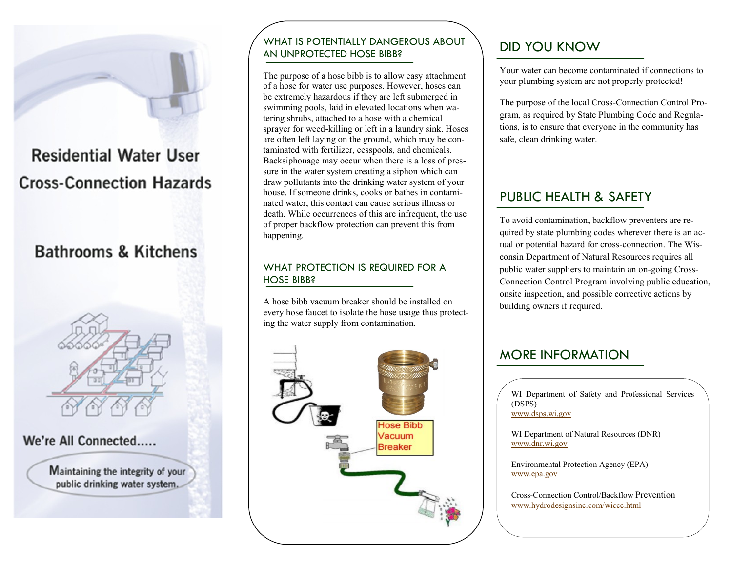# Residential Water User Cross-Connection Hazards

## Bathrooms & Kitchens

We're All Connected.....

Maintaining the integrity of your public drinking water system.

### WHAT IS POTENTIALLY DANGEROUS ABOUT AN UNPROTECTED HOSE BIBB?

The purpose of a hose bibb is to allow easy attachment of a hose for water use purposes. However, hoses can be extremely hazardous if they are left submerged in swimming pools, laid in elevated locations when watering shrubs, attached to a hose with a chemical sprayer for weed-killing or left in a laundry sink. Hoses are often left laying on the ground, which may be contaminated with fertilizer, cesspools, and chemicals. Backsiphonage may occur when there is a loss of pressure in the water system creating a siphon which can draw pollutants into the drinking water system of your house. If someone drinks, cooks or bathes in contaminated water, this contact can cause serious illness or death. While occurrences of this are infrequent, the use of proper backflow protection can prevent this from happening.

### WHAT PROTECTION IS REQUIRED FOR A HOSE BIBB?

A hose bibb vacuum breaker should be installed on every hose faucet to isolate the hose usage thus protecting the water supply from contamination.

Hose Bibb Vacuum Breaker

## DID YOU KNOW

Your water can become contaminated if connections to your plumbing system are not properly protected!

The purpose of the local Cross-Connection Control Program, as required by State Plumbing Code and Regulations, is to ensure that everyone in the community has safe, clean drinking water.

## PUBLIC HEALTH & SAFETY

To avoid contamination, backflow preventers are required by state plumbing codes wherever there is an actual or potential hazard for cross-connection. The Wisconsin Department of Natural Resources requires all public water suppliers to maintain an on-going Cross-Connection Control Program involving public education, onsite inspection, and possible corrective actions by building owners if required.

## MORE INFORMATION

WI Department of Safety and Professional Services (DSPS)
www.dsps.wi.gov

WI Department of Natural Resources (DNR)
www.dnr.wi.gov

Environmental Protection Agency (EPA)
www.epa.gov

Cross-Connection Control/Backflow Prevention
www.hydrodesignsinc.com/wiccc.html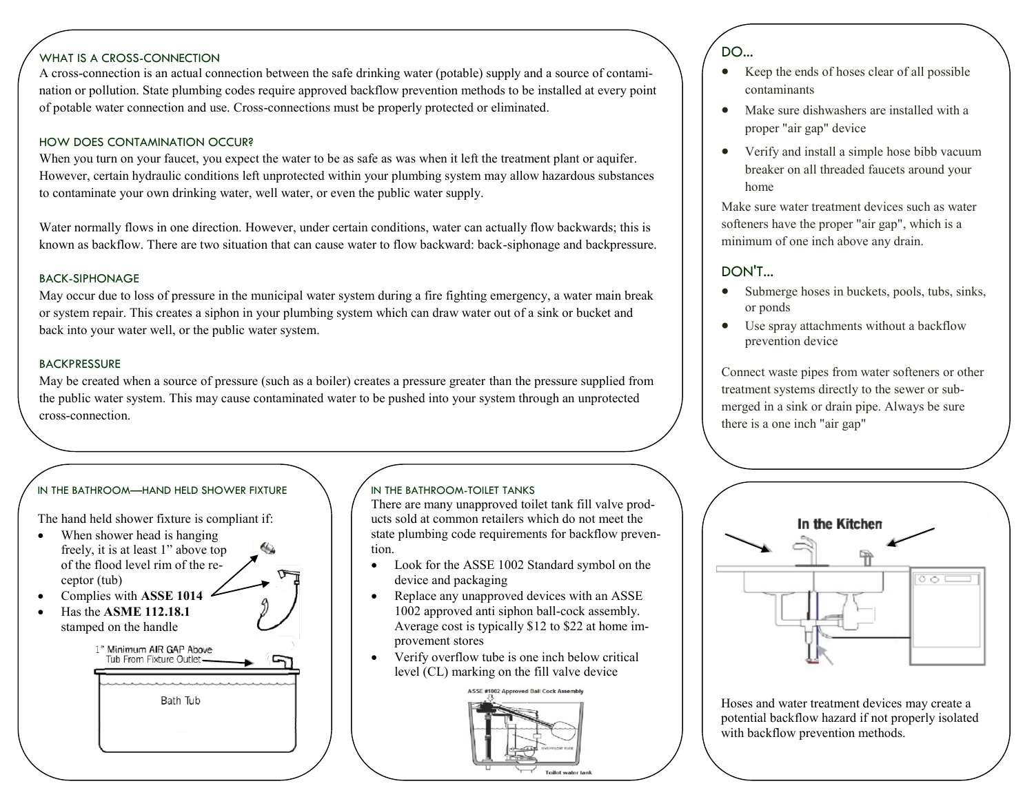## WHAT IS A CROSS-CONNECTION

A cross-connection is an actual connection between the safe drinking water (potable) supply and a source of contamination or pollution. State plumbing codes require approved backflow prevention methods to be installed at every point of potable water connection and use. Cross-connections must be properly protected or eliminated.

## HOW DOES CONTAMINATION OCCUR?

When you turn on your faucet, you expect the water to be as safe as was when it left the treatment plant or aquifer. However, certain hydraulic conditions left unprotected within your plumbing system may allow hazardous substances to contaminate your own drinking water, well water, or even the public water supply.

Water normally flows in one direction. However, under certain conditions, water can actually flow backwards; this is known as backflow. There are two situation that can cause water to flow backward: back-siphonage and backpressure.

## BACK-SIPHONAGE

May occur due to loss of pressure in the municipal water system during a fire fighting emergency, a water main break or system repair. This creates a siphon in your plumbing system which can draw water out of a sink or bucket and back into your water well, or the public water system.

## BACKPRESSURE

May be created when a source of pressure (such as a boiler) creates a pressure greater than the pressure supplied from the public water system. This may cause contaminated water to be pushed into your system through an unprotected cross-connection.

## DO...

- Keep the ends of hoses clear of all possible contaminants
- Make sure dishwashers are installed with a proper "air gap" device
- Verify and install a simple hose bibb vacuum breaker on all threaded faucets around your home

Make sure water treatment devices such as water softeners have the proper "air gap", which is a minimum of one inch above any drain.

## DON'T...

- Submerge hoses in buckets, pools, tubs, sinks, or ponds
- Use spray attachments without a backflow prevention device

Connect waste pipes from water softeners or other treatment systems directly to the sewer or submerged in a sink or drain pipe. Always be sure there is a one inch "air gap"

## IN THE BATHROOM—HAND HELD SHOWER FIXTURE

The hand held shower fixture is compliant if:

- When shower head is hanging freely, it is at least 1" above top of the flood level rim of the receptor (tub)
- Complies with **ASSE 1014**
- Has the **ASME 112.18.1** stamped on the handle

1" Minimum AIR GAP Above Tub From Fixture Outlet

Bath Tub

## IN THE BATHROOM-TOILET TANKS

There are many unapproved toilet tank fill valve products sold at common retailers which do not meet the state plumbing code requirements for backflow prevention.

- Look for the ASSE 1002 Standard symbol on the device and packaging
- Replace any unapproved devices with an ASSE 1002 approved anti siphon ball-cock assembly. Average cost is typically $12 to $22 at home improvement stores
- Verify overflow tube is one inch below critical level (CL) marking on the fill valve device

ASSE #1002 Approved Ball Cock Assembly

OVERFLOW TUBE

Toilet water tank

In the Kitchen

Hoses and water treatment devices may create a potential backflow hazard if not properly isolated with backflow prevention methods.